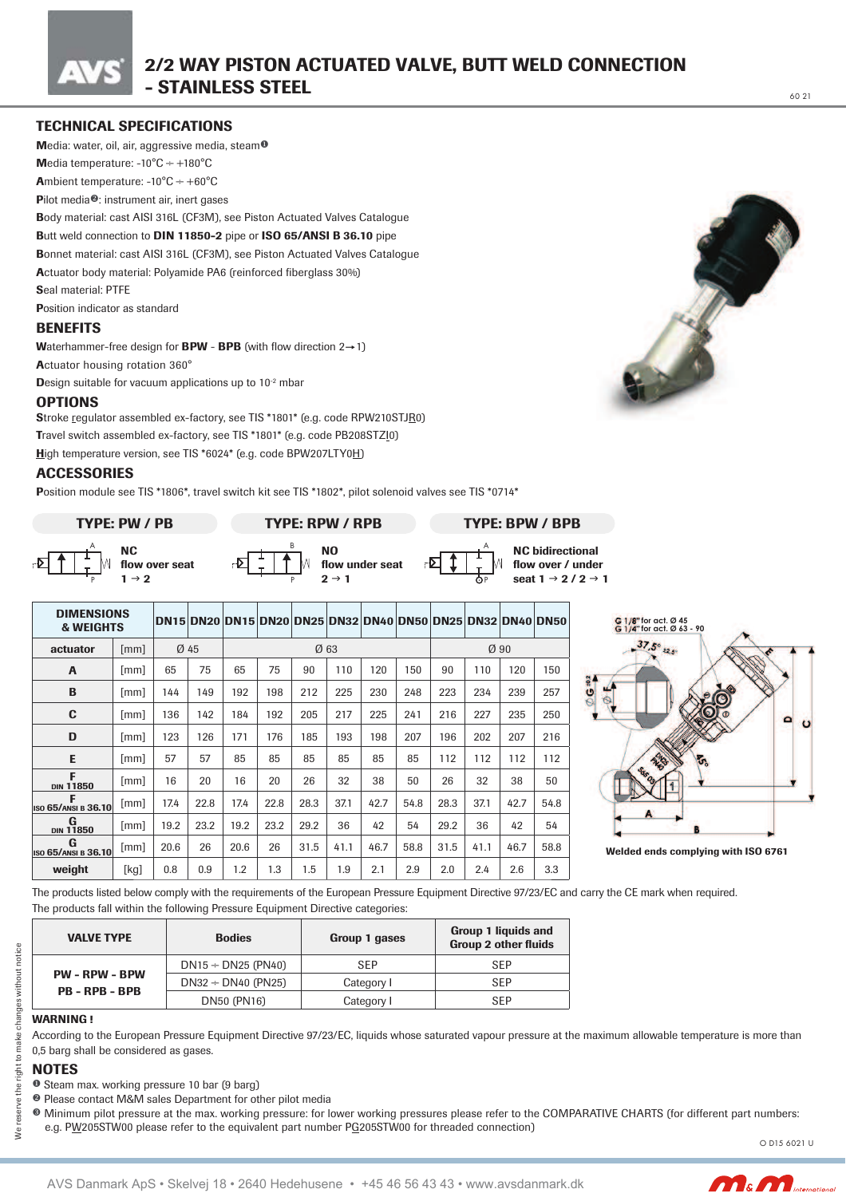# 2/2 WAY PISTON ACTUATED VALVE, BUTT WELD CONNECTION - STAINLESS STEEL

## TECHNICAL SPECIFICATIONS

Media: water, oil, air, aggressive media, steam[1]
Media temperature: -10°C ÷ +180°C
Ambient temperature: -10°C ÷ +60°C
Pilot media[2]: instrument air, inert gases
Body material: cast AISI 316L (CF3M), see Piston Actuated Valves Catalogue
Butt weld connection to **DIN 11850-2** pipe or **ISO 65/ANSI B 36.10** pipe
Bonnet material: cast AISI 316L (CF3M), see Piston Actuated Valves Catalogue
Actuator body material: Polyamide PA6 (reinforced fiberglass 30%)
Seal material: PTFE
Position indicator as standard

## BENEFITS

Waterhammer-free design for **BPW** - **BPB** (with flow direction 2→1)
Actuator housing rotation 360°
Design suitable for vacuum applications up to $10^{-2}$ mbar

## OPTIONS

Stroke regulator assembled ex-factory, see TIS *1801* (e.g. code RPW210STJR0)
Travel switch assembled ex-factory, see TIS *1801* (e.g. code PB208STZI0)
High temperature version, see TIS *6024* (e.g. code BPW207LTY0H)

## ACCESSORIES

Position module see TIS *1806*, travel switch kit see TIS *1802*, pilot solenoid valves see TIS *0714*

| TYPE: PW / PB | TYPE: RPW / RPB | TYPE: BPW / BPB |
|---|---|---|
| **NC** **flow over seat** **1 → 2** | **NO** **flow under seat** **2 → 1** | **NC bidirectional** **flow over / under** **seat 1 → 2 / 2 → 1** |

| DIMENSIONS & WEIGHTS | | DN15 | DN20 | DN15 | DN20 | DN25 | DN32 | DN40 | DN50 | DN25 | DN32 | DN40 | DN50 |
|---|---|---|---|---|---|---|---|---|---|---|---|---|---|
| actuator | [mm] | Ø 45 | | Ø 63 | | | | | | Ø 90 | | | |
| A | [mm] | 65 | 75 | 65 | 75 | 90 | 110 | 120 | 150 | 90 | 110 | 120 | 150 |
| B | [mm] | 144 | 149 | 192 | 198 | 212 | 225 | 230 | 248 | 223 | 234 | 239 | 257 |
| C | [mm] | 136 | 142 | 184 | 192 | 205 | 217 | 225 | 241 | 216 | 227 | 235 | 250 |
| D | [mm] | 123 | 126 | 171 | 176 | 185 | 193 | 198 | 207 | 196 | 202 | 207 | 216 |
| E | [mm] | 57 | 57 | 85 | 85 | 85 | 85 | 85 | 85 | 112 | 112 | 112 | 112 |
| F DIN 11850 | [mm] | 16 | 20 | 16 | 20 | 26 | 32 | 38 | 50 | 26 | 32 | 38 | 50 |
| F ISO 65/ANSI B 36.10 | [mm] | 17.4 | 22.8 | 17.4 | 22.8 | 28.3 | 37.1 | 42.7 | 54.8 | 28.3 | 37.1 | 42.7 | 54.8 |
| G DIN 11850 | [mm] | 19.2 | 23.2 | 19.2 | 23.2 | 29.2 | 36 | 42 | 54 | 29.2 | 36 | 42 | 54 |
| G ISO 65/ANSI B 36.10 | [mm] | 20.6 | 26 | 20.6 | 26 | 31.5 | 41.1 | 46.7 | 58.8 | 31.5 | 41.1 | 46.7 | 58.8 |
| weight | [kg] | 0.8 | 0.9 | 1.2 | 1.3 | 1.5 | 1.9 | 2.1 | 2.9 | 2.0 | 2.4 | 2.6 | 3.3 |

G 1/8" for act. Ø 45
G 1/4" for act. Ø 63 - 90

Welded ends complying with ISO 6761

The products listed below comply with the requirements of the European Pressure Equipment Directive 97/23/EC and carry the CE mark when required.
The products fall within the following Pressure Equipment Directive categories:

| VALVE TYPE | Bodies | Group 1 gases | Group 1 liquids and Group 2 other fluids |
|---|---|---|---|
| PW - RPW - BPW PB - RPB - BPB | DN15 ÷ DN25 (PN40) | SEP | SEP |
| | DN32 ÷ DN40 (PN25) | Category I | SEP |
| | DN50 (PN16) | Category I | SEP |

**WARNING !**

According to the European Pressure Equipment Directive 97/23/EC, liquids whose saturated vapour pressure at the maximum allowable temperature is more than 0,5 barg shall be considered as gases.

## NOTES

[1] Steam max. working pressure 10 bar (9 barg)
[2] Please contact M&M sales Department for other pilot media
[3] Minimum pilot pressure at the max. working pressure: for lower working pressures please refer to the COMPARATIVE CHARTS (for different part numbers: e.g. PW205STW00 please refer to the equivalent part number PG205STW00 for threaded connection)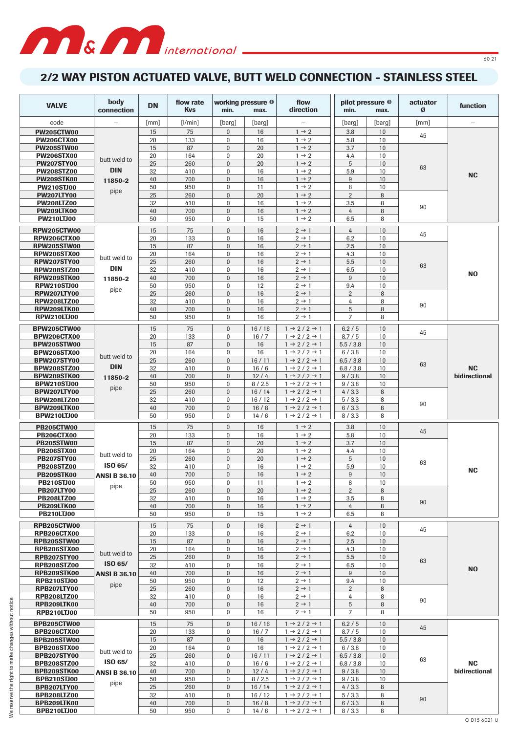# 2/2 WAY PISTON ACTUATED VALVE, BUTT WELD CONNECTION - STAINLESS STEEL

| VALVE | body connection | DN | flow rate Kvs | working pressure ❶ min. | working pressure ❶ max. | flow direction | pilot pressure ❸ min. | pilot pressure ❸ max. | actuator Ø | function |
|---|---|---|---|---|---|---|---|---|---|---|
| code | – | [mm] | [l/min] | [barg] | [barg] | – | [barg] | [barg] | [mm] | – |
| PW205CTW00 | butt weld to DIN 11850-2 pipe | 15 | 75 | 0 | 16 | 1 → 2 | 3.8 | 10 | 45 | NC |
| PW206CTX00 | | 20 | 133 | 0 | 16 | 1 → 2 | 5.8 | 10 | | |
| PW205STW00 | | 15 | 87 | 0 | 20 | 1 → 2 | 3.7 | 10 | 63 | |
| PW206STX00 | | 20 | 164 | 0 | 20 | 1 → 2 | 4.4 | 10 | | |
| PW207STY00 | | 25 | 260 | 0 | 20 | 1 → 2 | 5 | 10 | | |
| PW208STZ00 | | 32 | 410 | 0 | 16 | 1 → 2 | 5.9 | 10 | | |
| PW209STK00 | | 40 | 700 | 0 | 16 | 1 → 2 | 9 | 10 | | |
| PW210STJ00 | | 50 | 950 | 0 | 11 | 1 → 2 | 8 | 10 | | |
| PW207LTY00 | | 25 | 260 | 0 | 20 | 1 → 2 | 2 | 8 | 90 | |
| PW208LTZ00 | | 32 | 410 | 0 | 16 | 1 → 2 | 3.5 | 8 | | |
| PW209LTK00 | | 40 | 700 | 0 | 16 | 1 → 2 | 4 | 8 | | |
| PW210LTJ00 | | 50 | 950 | 0 | 15 | 1 → 2 | 6.5 | 8 | | |
| RPW205CTW00 | butt weld to DIN 11850-2 pipe | 15 | 75 | 0 | 16 | 2 → 1 | 4 | 10 | 45 | NO |
| RPW206CTX00 | | 20 | 133 | 0 | 16 | 2 → 1 | 6.2 | 10 | | |
| RPW205STW00 | | 15 | 87 | 0 | 16 | 2 → 1 | 2.5 | 10 | 63 | |
| RPW206STX00 | | 20 | 164 | 0 | 16 | 2 → 1 | 4.3 | 10 | | |
| RPW207STY00 | | 25 | 260 | 0 | 16 | 2 → 1 | 5.5 | 10 | | |
| RPW208STZ00 | | 32 | 410 | 0 | 16 | 2 → 1 | 6.5 | 10 | | |
| RPW209STK00 | | 40 | 700 | 0 | 16 | 2 → 1 | 9 | 10 | | |
| RPW210STJ00 | | 50 | 950 | 0 | 12 | 2 → 1 | 9.4 | 10 | | |
| RPW207LTY00 | | 25 | 260 | 0 | 16 | 2 → 1 | 2 | 8 | 90 | |
| RPW208LTZ00 | | 32 | 410 | 0 | 16 | 2 → 1 | 4 | 8 | | |
| RPW209LTK00 | | 40 | 700 | 0 | 16 | 2 → 1 | 5 | 8 | | |
| RPW210LTJ00 | | 50 | 950 | 0 | 16 | 2 → 1 | 7 | 8 | | |
| BPW205CTW00 | butt weld to DIN 11850-2 pipe | 15 | 75 | 0 | 16 / 16 | 1 → 2 / 2 → 1 | 6.2 / 5 | 10 | 45 | NC bidirectional |
| BPW206CTX00 | | 20 | 133 | 0 | 16 / 7 | 1 → 2 / 2 → 1 | 8.7 / 5 | 10 | | |
| BPW205STW00 | | 15 | 87 | 0 | 16 | 1 → 2 / 2 → 1 | 5.5 / 3.8 | 10 | 63 | |
| BPW206STX00 | | 20 | 164 | 0 | 16 | 1 → 2 / 2 → 1 | 6 / 3.8 | 10 | | |
| BPW207STY00 | | 25 | 260 | 0 | 16 / 11 | 1 → 2 / 2 → 1 | 6.5 / 3.8 | 10 | | |
| BPW208STZ00 | | 32 | 410 | 0 | 16 / 6 | 1 → 2 / 2 → 1 | 6.8 / 3.8 | 10 | | |
| BPW209STK00 | | 40 | 700 | 0 | 12 / 4 | 1 → 2 / 2 → 1 | 9 / 3.8 | 10 | | |
| BPW210STJ00 | | 50 | 950 | 0 | 8 / 2.5 | 1 → 2 / 2 → 1 | 9 / 3.8 | 10 | | |
| BPW207LTY00 | | 25 | 260 | 0 | 16 / 14 | 1 → 2 / 2 → 1 | 4 / 3.3 | 8 | 90 | |
| BPW208LTZ00 | | 32 | 410 | 0 | 16 / 12 | 1 → 2 / 2 → 1 | 5 / 3.3 | 8 | | |
| BPW209LTK00 | | 40 | 700 | 0 | 16 / 8 | 1 → 2 / 2 → 1 | 6 / 3.3 | 8 | | |
| BPW210LTJ00 | | 50 | 950 | 0 | 14 / 6 | 1 → 2 / 2 → 1 | 8 / 3.3 | 8 | | |
| PB205CTW00 | butt weld to ISO 65/ ANSI B 36.10 pipe | 15 | 75 | 0 | 16 | 1 → 2 | 3.8 | 10 | 45 | NC |
| PB206CTX00 | | 20 | 133 | 0 | 16 | 1 → 2 | 5.8 | 10 | | |
| PB205STW00 | | 15 | 87 | 0 | 20 | 1 → 2 | 3.7 | 10 | 63 | |
| PB206STX00 | | 20 | 164 | 0 | 20 | 1 → 2 | 4.4 | 10 | | |
| PB207STY00 | | 25 | 260 | 0 | 20 | 1 → 2 | 5 | 10 | | |
| PB208STZ00 | | 32 | 410 | 0 | 16 | 1 → 2 | 5.9 | 10 | | |
| PB209STK00 | | 40 | 700 | 0 | 16 | 1 → 2 | 9 | 10 | | |
| PB210STJ00 | | 50 | 950 | 0 | 11 | 1 → 2 | 8 | 10 | | |
| PB207LTY00 | | 25 | 260 | 0 | 20 | 1 → 2 | 2 | 8 | 90 | |
| PB208LTZ00 | | 32 | 410 | 0 | 16 | 1 → 2 | 3.5 | 8 | | |
| PB209LTK00 | | 40 | 700 | 0 | 16 | 1 → 2 | 4 | 8 | | |
| PB210LTJ00 | | 50 | 950 | 0 | 15 | 1 → 2 | 6.5 | 8 | | |
| RPB205CTW00 | butt weld to ISO 65/ ANSI B 36.10 pipe | 15 | 75 | 0 | 16 | 2 → 1 | 4 | 10 | 45 | NO |
| RPB206CTX00 | | 20 | 133 | 0 | 16 | 2 → 1 | 6.2 | 10 | | |
| RPB205STW00 | | 15 | 87 | 0 | 16 | 2 → 1 | 2.5 | 10 | 63 | |
| RPB206STX00 | | 20 | 164 | 0 | 16 | 2 → 1 | 4.3 | 10 | | |
| RPB207STY00 | | 25 | 260 | 0 | 16 | 2 → 1 | 5.5 | 10 | | |
| RPB208STZ00 | | 32 | 410 | 0 | 16 | 2 → 1 | 6.5 | 10 | | |
| RPB209STK00 | | 40 | 700 | 0 | 16 | 2 → 1 | 9 | 10 | | |
| RPB210STJ00 | | 50 | 950 | 0 | 12 | 2 → 1 | 9.4 | 10 | | |
| RPB207LTY00 | | 25 | 260 | 0 | 16 | 2 → 1 | 2 | 8 | 90 | |
| RPB208LTZ00 | | 32 | 410 | 0 | 16 | 2 → 1 | 4 | 8 | | |
| RPB209LTK00 | | 40 | 700 | 0 | 16 | 2 → 1 | 5 | 8 | | |
| RPB210LTJ00 | | 50 | 950 | 0 | 16 | 2 → 1 | 7 | 8 | | |
| BPB205CTW00 | butt weld to ISO 65/ ANSI B 36.10 pipe | 15 | 75 | 0 | 16 / 16 | 1 → 2 / 2 → 1 | 6.2 / 5 | 10 | 45 | NC bidirectional |
| BPB206CTX00 | | 20 | 133 | 0 | 16 / 7 | 1 → 2 / 2 → 1 | 8.7 / 5 | 10 | | |
| BPB205STW00 | | 15 | 87 | 0 | 16 | 1 → 2 / 2 → 1 | 5.5 / 3.8 | 10 | 63 | |
| BPB206STX00 | | 20 | 164 | 0 | 16 | 1 → 2 / 2 → 1 | 6 / 3.8 | 10 | | |
| BPB207STY00 | | 25 | 260 | 0 | 16 / 11 | 1 → 2 / 2 → 1 | 6.5 / 3.8 | 10 | | |
| BPB208STZ00 | | 32 | 410 | 0 | 16 / 6 | 1 → 2 / 2 → 1 | 6.8 / 3.8 | 10 | | |
| BPB209STK00 | | 40 | 700 | 0 | 12 / 4 | 1 → 2 / 2 → 1 | 9 / 3.8 | 10 | | |
| BPB210STJ00 | | 50 | 950 | 0 | 8 / 2.5 | 1 → 2 / 2 → 1 | 9 / 3.8 | 10 | | |
| BPB207LTY00 | | 25 | 260 | 0 | 16 / 14 | 1 → 2 / 2 → 1 | 4 / 3.3 | 8 | 90 | |
| BPB208LTZ00 | | 32 | 410 | 0 | 16 / 12 | 1 → 2 / 2 → 1 | 5 / 3.3 | 8 | | |
| BPB209LTK00 | | 40 | 700 | 0 | 16 / 8 | 1 → 2 / 2 → 1 | 6 / 3.3 | 8 | | |
| BPB210LTJ00 | | 50 | 950 | 0 | 14 / 6 | 1 → 2 / 2 → 1 | 8 / 3.3 | 8 | | |

We reserve the right to make changes without notice